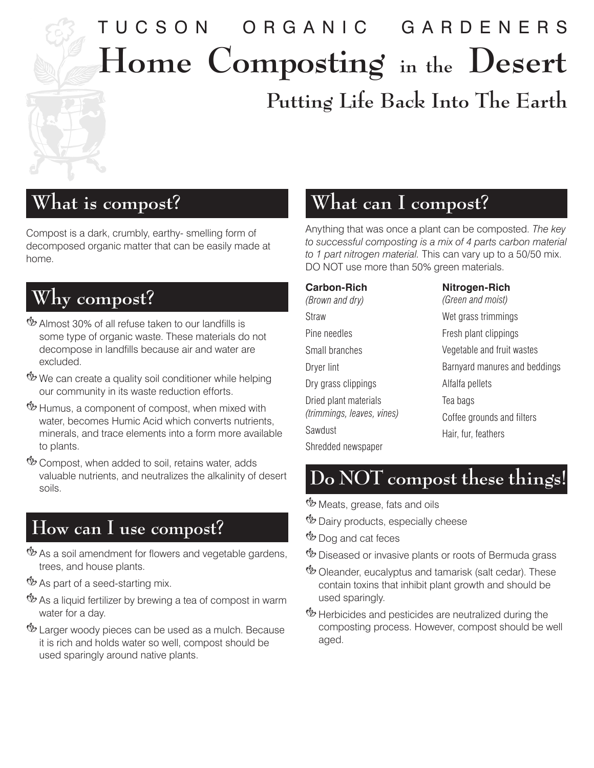# TUCSON ORGANIC GARDENERS

# Home Composting in the Desert

## Putting Life Back Into The Earth

## What is compost?

Compost is a dark, crumbly, earthy- smelling form of decomposed organic matter that can be easily made at home.

## Why compost?

- Almost 30% of all refuse taken to our landfills is some type of organic waste. These materials do not decompose in landfills because air and water are excluded.
- We can create a quality soil conditioner while helping our community in its waste reduction efforts.
- Humus, a component of compost, when mixed with water, becomes Humic Acid which converts nutrients, minerals, and trace elements into a form more available to plants.
- Compost, when added to soil, retains water, adds valuable nutrients, and neutralizes the alkalinity of desert soils.

## How can I use compost?

- As a soil amendment for flowers and vegetable gardens, trees, and house plants.
- As part of a seed-starting mix.
- As a liquid fertilizer by brewing a tea of compost in warm water for a day.
- Larger woody pieces can be used as a mulch. Because it is rich and holds water so well, compost should be used sparingly around native plants.

## What can I compost?

Anything that was once a plant can be composted. *The key to successful composting is a mix of 4 parts carbon material to 1 part nitrogen material.* This can vary up to a 50/50 mix. DO NOT use more than 50% green materials.

**Carbon-Rich**
*(Brown and dry)*

- Straw
- Pine needles
- Small branches
- Dryer lint
- Dry grass clippings
- Dried plant materials *(trimmings, leaves, vines)*
- Sawdust
- Shredded newspaper

**Nitrogen-Rich**
*(Green and moist)*

- Wet grass trimmings
- Fresh plant clippings
- Vegetable and fruit wastes
- Barnyard manures and beddings
- Alfalfa pellets
- Tea bags
- Coffee grounds and filters
- Hair, fur, feathers

## Do NOT compost these things!

- Meats, grease, fats and oils
- Dairy products, especially cheese
- Dog and cat feces
- Diseased or invasive plants or roots of Bermuda grass
- Oleander, eucalyptus and tamarisk (salt cedar). These contain toxins that inhibit plant growth and should be used sparingly.
- Herbicides and pesticides are neutralized during the composting process. However, compost should be well aged.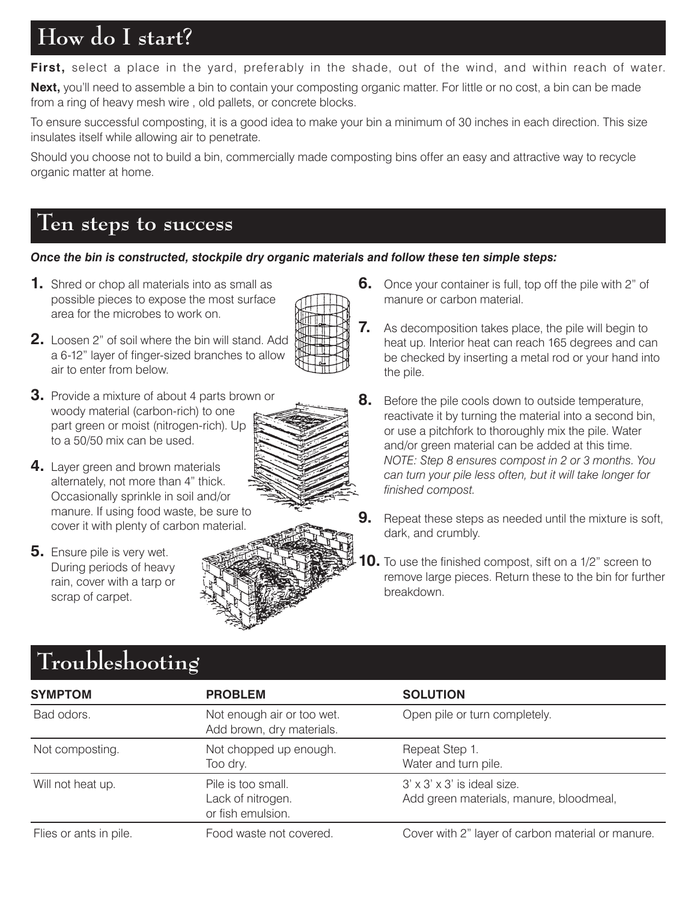## How do I start?

**First,** select a place in the yard, preferably in the shade, out of the wind, and within reach of water.

**Next,** you'll need to assemble a bin to contain your composting organic matter. For little or no cost, a bin can be made from a ring of heavy mesh wire , old pallets, or concrete blocks.

To ensure successful composting, it is a good idea to make your bin a minimum of 30 inches in each direction. This size insulates itself while allowing air to penetrate.

Should you choose not to build a bin, commercially made composting bins offer an easy and attractive way to recycle organic matter at home.

## Ten steps to success

***Once the bin is constructed, stockpile dry organic materials and follow these ten simple steps:***

1. Shred or chop all materials into as small as possible pieces to expose the most surface area for the microbes to work on.
2. Loosen 2" of soil where the bin will stand. Add a 6-12" layer of finger-sized branches to allow air to enter from below.
3. Provide a mixture of about 4 parts brown or woody material (carbon-rich) to one part green or moist (nitrogen-rich). Up to a 50/50 mix can be used.
4. Layer green and brown materials alternately, not more than 4" thick. Occasionally sprinkle in soil and/or manure. If using food waste, be sure to cover it with plenty of carbon material.
5. Ensure pile is very wet. During periods of heavy rain, cover with a tarp or scrap of carpet.
6. Once your container is full, top off the pile with 2" of manure or carbon material.
7. As decomposition takes place, the pile will begin to heat up. Interior heat can reach 165 degrees and can be checked by inserting a metal rod or your hand into the pile.
8. Before the pile cools down to outside temperature, reactivate it by turning the material into a second bin, or use a pitchfork to thoroughly mix the pile. Water and/or green material can be added at this time. *NOTE: Step 8 ensures compost in 2 or 3 months. You can turn your pile less often, but it will take longer for finished compost.*
9. Repeat these steps as needed until the mixture is soft, dark, and crumbly.
10. To use the finished compost, sift on a 1/2" screen to remove large pieces. Return these to the bin for further breakdown.

## Troubleshooting

| SYMPTOM | PROBLEM | SOLUTION |
| --- | --- | --- |
| Bad odors. | Not enough air or too wet. Add brown, dry materials. | Open pile or turn completely. |
| Not composting. | Not chopped up enough. Too dry. | Repeat Step 1. Water and turn pile. |
| Will not heat up. | Pile is too small. Lack of nitrogen. or fish emulsion. | 3' x 3' x 3' is ideal size. Add green materials, manure, bloodmeal, |
| Flies or ants in pile. | Food waste not covered. | Cover with 2" layer of carbon material or manure. |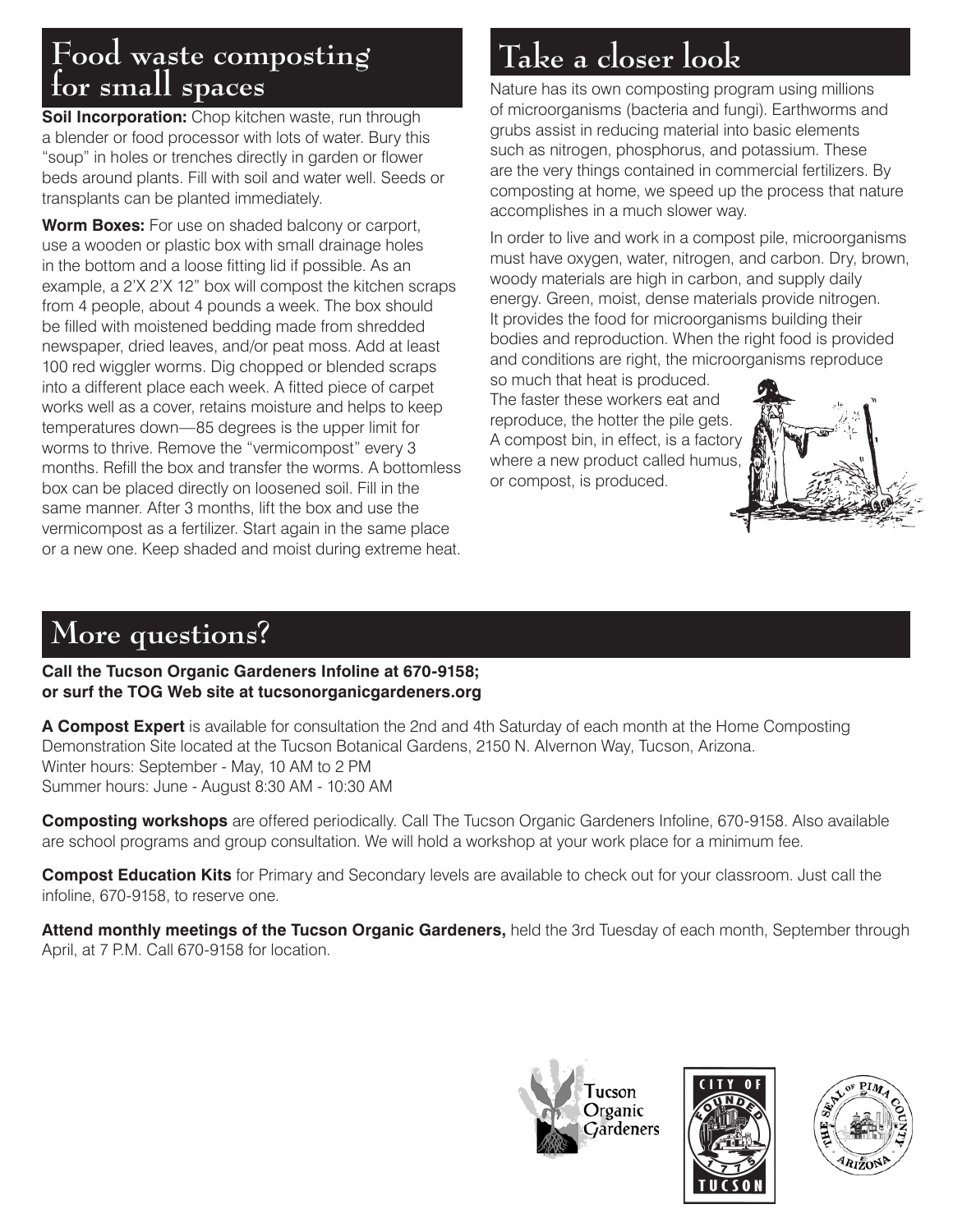## Food waste composting for small spaces

**Soil Incorporation:** Chop kitchen waste, run through a blender or food processor with lots of water. Bury this "soup" in holes or trenches directly in garden or flower beds around plants. Fill with soil and water well. Seeds or transplants can be planted immediately.

**Worm Boxes:** For use on shaded balcony or carport, use a wooden or plastic box with small drainage holes in the bottom and a loose fitting lid if possible. As an example, a 2'X 2'X 12" box will compost the kitchen scraps from 4 people, about 4 pounds a week. The box should be filled with moistened bedding made from shredded newspaper, dried leaves, and/or peat moss. Add at least 100 red wiggler worms. Dig chopped or blended scraps into a different place each week. A fitted piece of carpet works well as a cover, retains moisture and helps to keep temperatures down—85 degrees is the upper limit for worms to thrive. Remove the "vermicompost" every 3 months. Refill the box and transfer the worms. A bottomless box can be placed directly on loosened soil. Fill in the same manner. After 3 months, lift the box and use the vermicompost as a fertilizer. Start again in the same place or a new one. Keep shaded and moist during extreme heat.

## Take a closer look

Nature has its own composting program using millions of microorganisms (bacteria and fungi). Earthworms and grubs assist in reducing material into basic elements such as nitrogen, phosphorus, and potassium. These are the very things contained in commercial fertilizers. By composting at home, we speed up the process that nature accomplishes in a much slower way.

In order to live and work in a compost pile, microorganisms must have oxygen, water, nitrogen, and carbon. Dry, brown, woody materials are high in carbon, and supply daily energy. Green, moist, dense materials provide nitrogen. It provides the food for microorganisms building their bodies and reproduction. When the right food is provided and conditions are right, the microorganisms reproduce so much that heat is produced. The faster these workers eat and reproduce, the hotter the pile gets. A compost bin, in effect, is a factory where a new product called humus, or compost, is produced.

## More questions?

**Call the Tucson Organic Gardeners Infoline at 670-9158; or surf the TOG Web site at tucsonorganicgardeners.org**

**A Compost Expert** is available for consultation the 2nd and 4th Saturday of each month at the Home Composting Demonstration Site located at the Tucson Botanical Gardens, 2150 N. Alvernon Way, Tucson, Arizona.
Winter hours: September - May, 10 AM to 2 PM
Summer hours: June - August 8:30 AM - 10:30 AM

**Composting workshops** are offered periodically. Call The Tucson Organic Gardeners Infoline, 670-9158. Also available are school programs and group consultation. We will hold a workshop at your work place for a minimum fee.

**Compost Education Kits** for Primary and Secondary levels are available to check out for your classroom. Just call the infoline, 670-9158, to reserve one.

**Attend monthly meetings of the Tucson Organic Gardeners,** held the 3rd Tuesday of each month, September through April, at 7 P.M. Call 670-9158 for location.